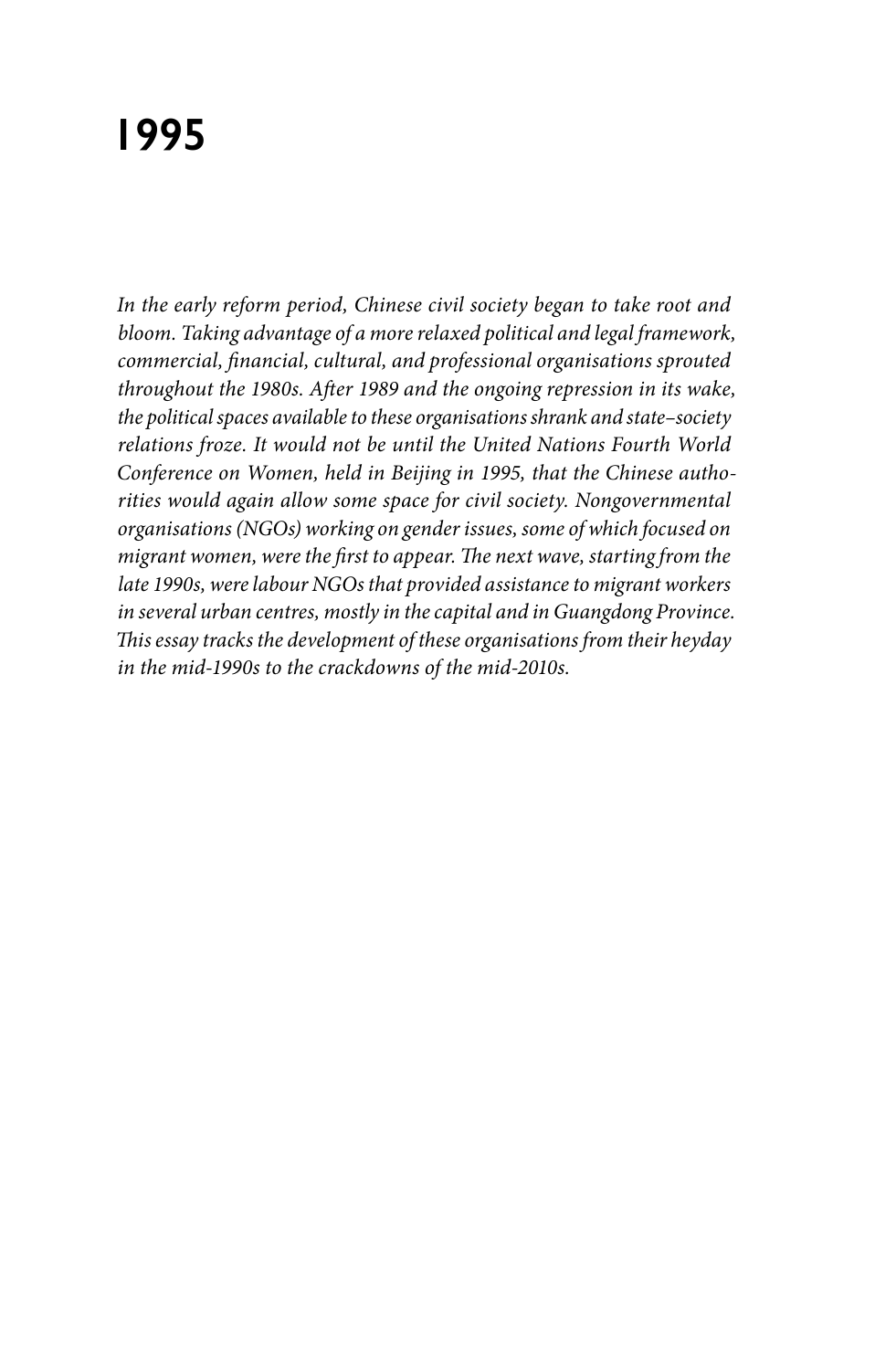# 1995

*In the early reform period, Chinese civil society began to take root and bloom. Taking advantage of a more relaxed political and legal framework, commercial, financial, cultural, and professional organisations sprouted throughout the 1980s. After 1989 and the ongoing repression in its wake, the political spaces available to these organisations shrank and state–society relations froze. It would not be until the United Nations Fourth World Conference on Women, held in Beijing in 1995, that the Chinese authorities would again allow some space for civil society. Nongovernmental organisations (NGOs) working on gender issues, some of which focused on migrant women, were the first to appear. The next wave, starting from the late 1990s, were labour NGOs that provided assistance to migrant workers in several urban centres, mostly in the capital and in Guangdong Province. This essay tracks the development of these organisations from their heyday in the mid-1990s to the crackdowns of the mid-2010s.*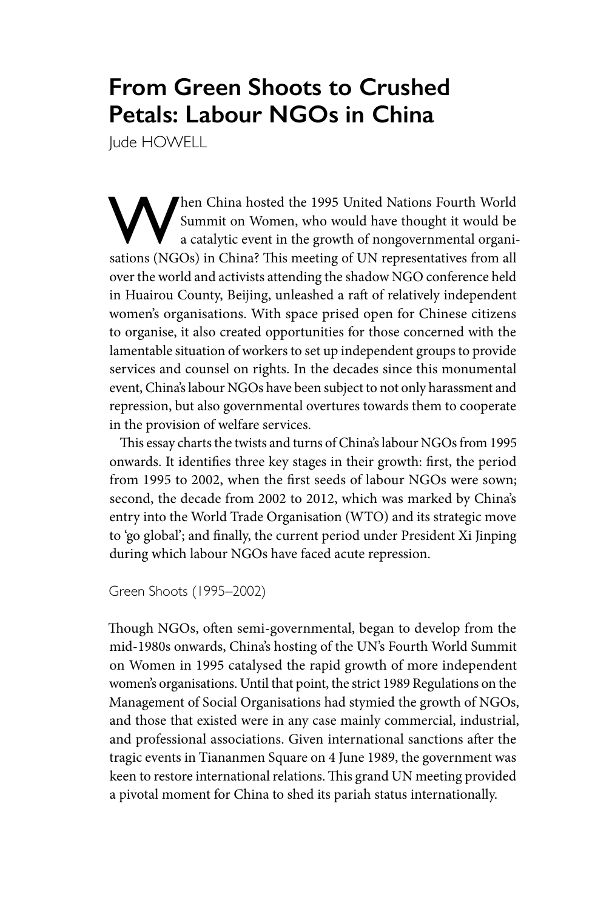# From Green Shoots to Crushed Petals: Labour NGOs in China

Jude HOWELL

When China hosted the 1995 United Nations Fourth World Summit on Women, who would have thought it would be a catalytic event in the growth of nongovernmental organisations (NGOs) in China? This meeting of UN representatives from all over the world and activists attending the shadow NGO conference held in Huairou County, Beijing, unleashed a raft of relatively independent women's organisations. With space prised open for Chinese citizens to organise, it also created opportunities for those concerned with the lamentable situation of workers to set up independent groups to provide services and counsel on rights. In the decades since this monumental event, China's labour NGOs have been subject to not only harassment and repression, but also governmental overtures towards them to cooperate in the provision of welfare services.

This essay charts the twists and turns of China's labour NGOs from 1995 onwards. It identifies three key stages in their growth: first, the period from 1995 to 2002, when the first seeds of labour NGOs were sown; second, the decade from 2002 to 2012, which was marked by China's entry into the World Trade Organisation (WTO) and its strategic move to 'go global'; and finally, the current period under President Xi Jinping during which labour NGOs have faced acute repression.

## Green Shoots (1995–2002)

Though NGOs, often semi-governmental, began to develop from the mid-1980s onwards, China's hosting of the UN's Fourth World Summit on Women in 1995 catalysed the rapid growth of more independent women's organisations. Until that point, the strict 1989 Regulations on the Management of Social Organisations had stymied the growth of NGOs, and those that existed were in any case mainly commercial, industrial, and professional associations. Given international sanctions after the tragic events in Tiananmen Square on 4 June 1989, the government was keen to restore international relations. This grand UN meeting provided a pivotal moment for China to shed its pariah status internationally.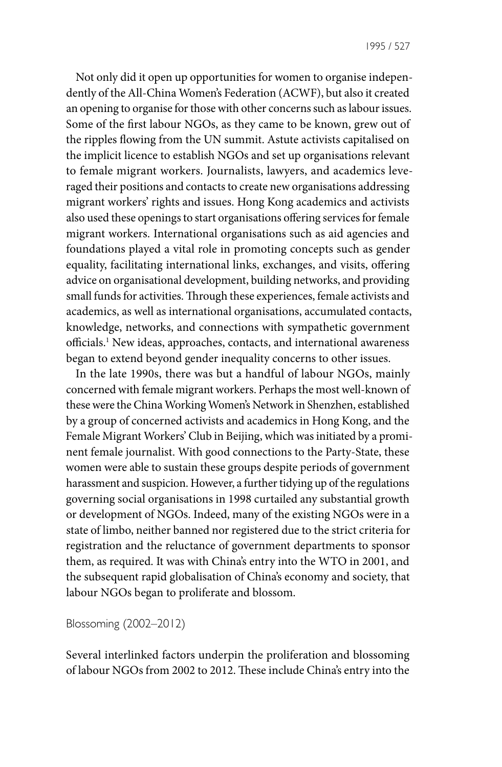Not only did it open up opportunities for women to organise independently of the All-China Women's Federation (ACWF), but also it created an opening to organise for those with other concerns such as labour issues. Some of the first labour NGOs, as they came to be known, grew out of the ripples flowing from the UN summit. Astute activists capitalised on the implicit licence to establish NGOs and set up organisations relevant to female migrant workers. Journalists, lawyers, and academics leveraged their positions and contacts to create new organisations addressing migrant workers' rights and issues. Hong Kong academics and activists also used these openings to start organisations offering services for female migrant workers. International organisations such as aid agencies and foundations played a vital role in promoting concepts such as gender equality, facilitating international links, exchanges, and visits, offering advice on organisational development, building networks, and providing small funds for activities. Through these experiences, female activists and academics, as well as international organisations, accumulated contacts, knowledge, networks, and connections with sympathetic government officials.[1] New ideas, approaches, contacts, and international awareness began to extend beyond gender inequality concerns to other issues.

In the late 1990s, there was but a handful of labour NGOs, mainly concerned with female migrant workers. Perhaps the most well-known of these were the China Working Women's Network in Shenzhen, established by a group of concerned activists and academics in Hong Kong, and the Female Migrant Workers' Club in Beijing, which was initiated by a prominent female journalist. With good connections to the Party-State, these women were able to sustain these groups despite periods of government harassment and suspicion. However, a further tidying up of the regulations governing social organisations in 1998 curtailed any substantial growth or development of NGOs. Indeed, many of the existing NGOs were in a state of limbo, neither banned nor registered due to the strict criteria for registration and the reluctance of government departments to sponsor them, as required. It was with China's entry into the WTO in 2001, and the subsequent rapid globalisation of China's economy and society, that labour NGOs began to proliferate and blossom.

## Blossoming (2002–2012)

Several interlinked factors underpin the proliferation and blossoming of labour NGOs from 2002 to 2012. These include China's entry into the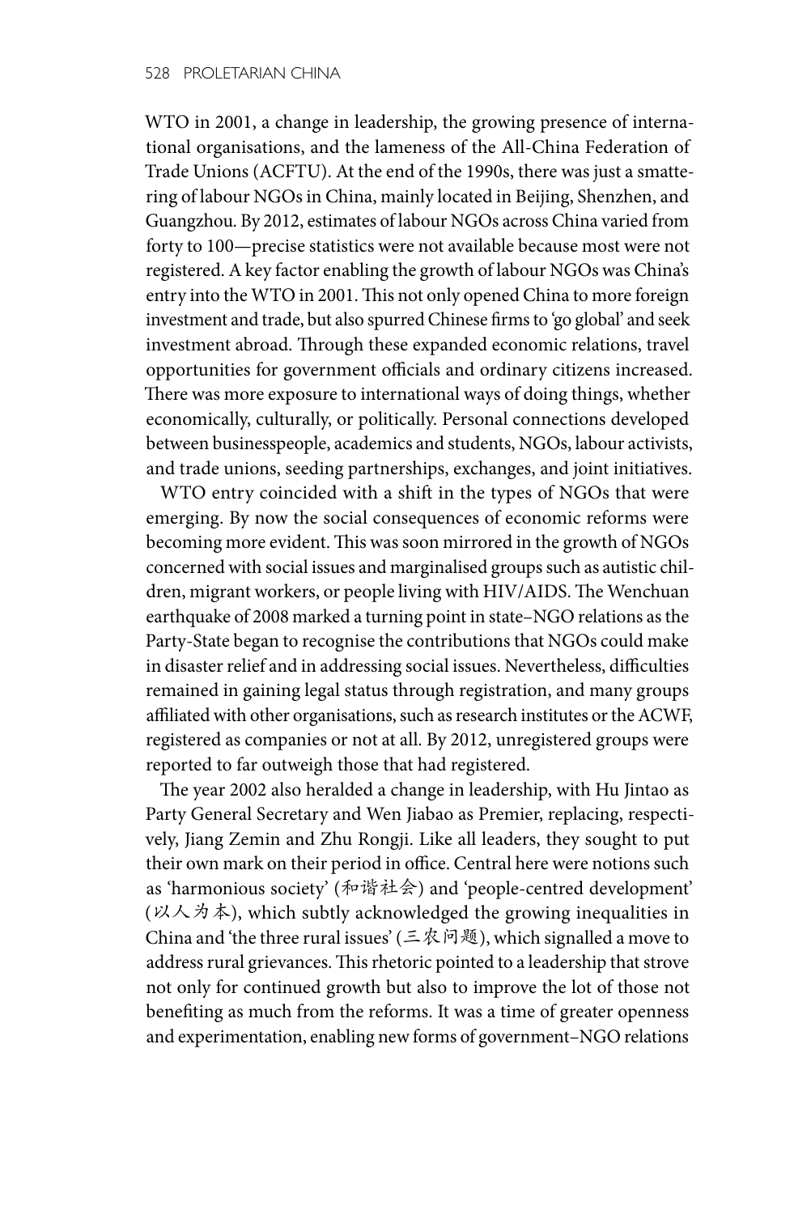WTO in 2001, a change in leadership, the growing presence of international organisations, and the lameness of the All-China Federation of Trade Unions (ACFTU). At the end of the 1990s, there was just a smattering of labour NGOs in China, mainly located in Beijing, Shenzhen, and Guangzhou. By 2012, estimates of labour NGOs across China varied from forty to 100—precise statistics were not available because most were not registered. A key factor enabling the growth of labour NGOs was China's entry into the WTO in 2001. This not only opened China to more foreign investment and trade, but also spurred Chinese firms to 'go global' and seek investment abroad. Through these expanded economic relations, travel opportunities for government officials and ordinary citizens increased. There was more exposure to international ways of doing things, whether economically, culturally, or politically. Personal connections developed between businesspeople, academics and students, NGOs, labour activists, and trade unions, seeding partnerships, exchanges, and joint initiatives.

WTO entry coincided with a shift in the types of NGOs that were emerging. By now the social consequences of economic reforms were becoming more evident. This was soon mirrored in the growth of NGOs concerned with social issues and marginalised groups such as autistic children, migrant workers, or people living with HIV/AIDS. The Wenchuan earthquake of 2008 marked a turning point in state–NGO relations as the Party-State began to recognise the contributions that NGOs could make in disaster relief and in addressing social issues. Nevertheless, difficulties remained in gaining legal status through registration, and many groups affiliated with other organisations, such as research institutes or the ACWF, registered as companies or not at all. By 2012, unregistered groups were reported to far outweigh those that had registered.

The year 2002 also heralded a change in leadership, with Hu Jintao as Party General Secretary and Wen Jiabao as Premier, replacing, respectively, Jiang Zemin and Zhu Rongji. Like all leaders, they sought to put their own mark on their period in office. Central here were notions such as 'harmonious society' (和谐社会) and 'people-centred development' (以人为本), which subtly acknowledged the growing inequalities in China and 'the three rural issues' (三农问题), which signalled a move to address rural grievances. This rhetoric pointed to a leadership that strove not only for continued growth but also to improve the lot of those not benefiting as much from the reforms. It was a time of greater openness and experimentation, enabling new forms of government–NGO relations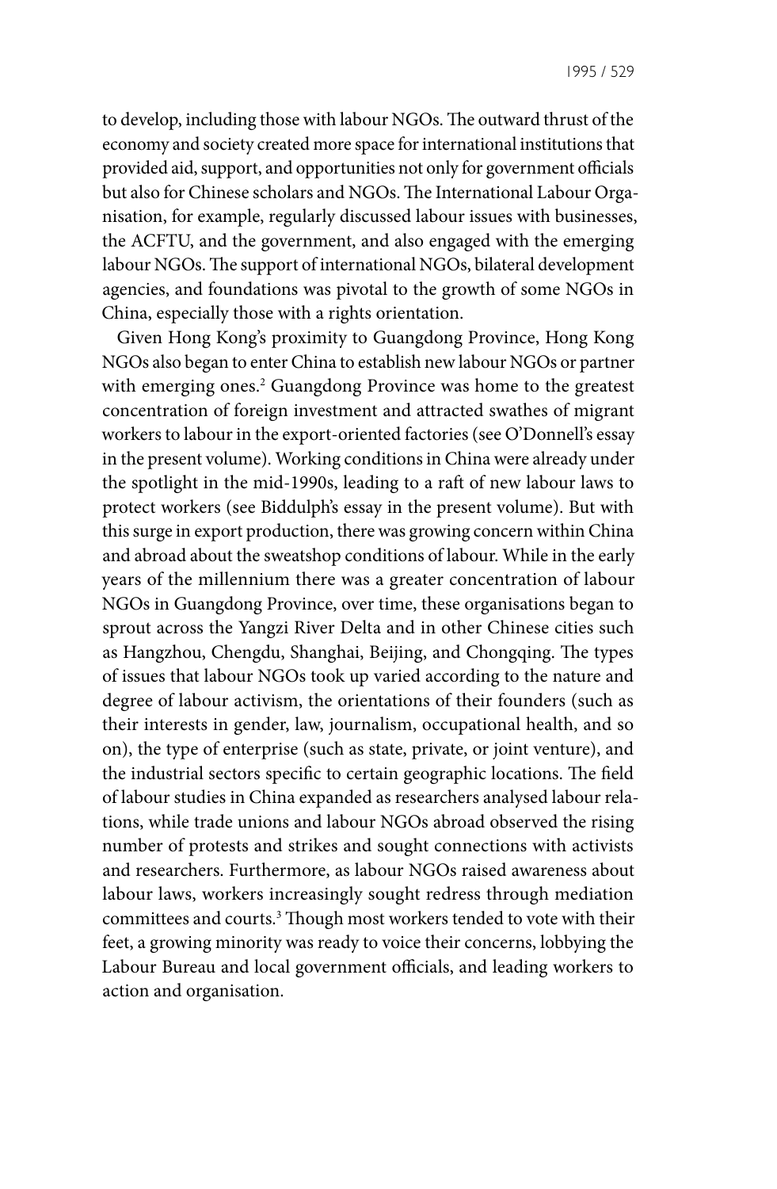to develop, including those with labour NGOs. The outward thrust of the economy and society created more space for international institutions that provided aid, support, and opportunities not only for government officials but also for Chinese scholars and NGOs. The International Labour Organisation, for example, regularly discussed labour issues with businesses, the ACFTU, and the government, and also engaged with the emerging labour NGOs. The support of international NGOs, bilateral development agencies, and foundations was pivotal to the growth of some NGOs in China, especially those with a rights orientation.

Given Hong Kong's proximity to Guangdong Province, Hong Kong NGOs also began to enter China to establish new labour NGOs or partner with emerging ones.[2] Guangdong Province was home to the greatest concentration of foreign investment and attracted swathes of migrant workers to labour in the export-oriented factories (see O'Donnell's essay in the present volume). Working conditions in China were already under the spotlight in the mid-1990s, leading to a raft of new labour laws to protect workers (see Biddulph's essay in the present volume). But with this surge in export production, there was growing concern within China and abroad about the sweatshop conditions of labour. While in the early years of the millennium there was a greater concentration of labour NGOs in Guangdong Province, over time, these organisations began to sprout across the Yangzi River Delta and in other Chinese cities such as Hangzhou, Chengdu, Shanghai, Beijing, and Chongqing. The types of issues that labour NGOs took up varied according to the nature and degree of labour activism, the orientations of their founders (such as their interests in gender, law, journalism, occupational health, and so on), the type of enterprise (such as state, private, or joint venture), and the industrial sectors specific to certain geographic locations. The field of labour studies in China expanded as researchers analysed labour relations, while trade unions and labour NGOs abroad observed the rising number of protests and strikes and sought connections with activists and researchers. Furthermore, as labour NGOs raised awareness about labour laws, workers increasingly sought redress through mediation committees and courts.[3] Though most workers tended to vote with their feet, a growing minority was ready to voice their concerns, lobbying the Labour Bureau and local government officials, and leading workers to action and organisation.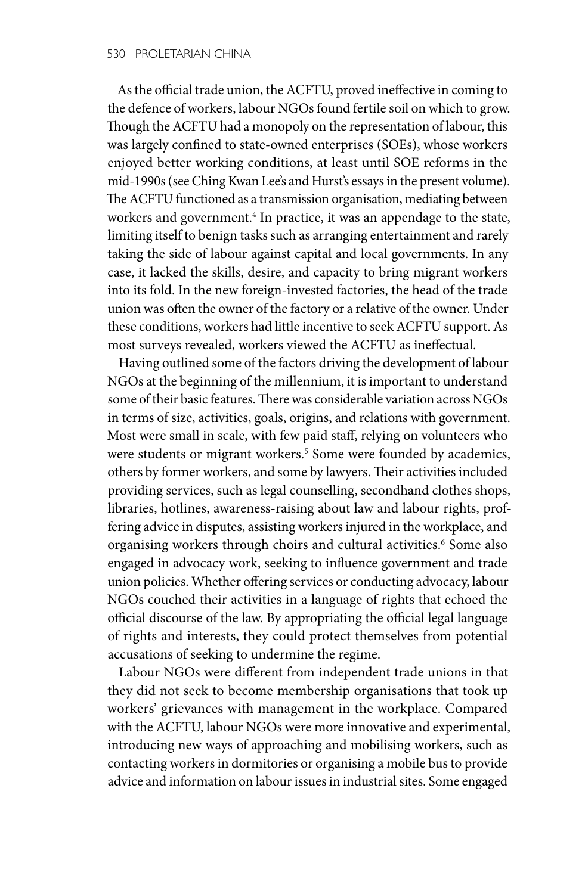As the official trade union, the ACFTU, proved ineffective in coming to the defence of workers, labour NGOs found fertile soil on which to grow. Though the ACFTU had a monopoly on the representation of labour, this was largely confined to state-owned enterprises (SOEs), whose workers enjoyed better working conditions, at least until SOE reforms in the mid-1990s (see Ching Kwan Lee's and Hurst's essays in the present volume). The ACFTU functioned as a transmission organisation, mediating between workers and government.[4] In practice, it was an appendage to the state, limiting itself to benign tasks such as arranging entertainment and rarely taking the side of labour against capital and local governments. In any case, it lacked the skills, desire, and capacity to bring migrant workers into its fold. In the new foreign-invested factories, the head of the trade union was often the owner of the factory or a relative of the owner. Under these conditions, workers had little incentive to seek ACFTU support. As most surveys revealed, workers viewed the ACFTU as ineffectual.

Having outlined some of the factors driving the development of labour NGOs at the beginning of the millennium, it is important to understand some of their basic features. There was considerable variation across NGOs in terms of size, activities, goals, origins, and relations with government. Most were small in scale, with few paid staff, relying on volunteers who were students or migrant workers.[5] Some were founded by academics, others by former workers, and some by lawyers. Their activities included providing services, such as legal counselling, secondhand clothes shops, libraries, hotlines, awareness-raising about law and labour rights, proffering advice in disputes, assisting workers injured in the workplace, and organising workers through choirs and cultural activities.[6] Some also engaged in advocacy work, seeking to influence government and trade union policies. Whether offering services or conducting advocacy, labour NGOs couched their activities in a language of rights that echoed the official discourse of the law. By appropriating the official legal language of rights and interests, they could protect themselves from potential accusations of seeking to undermine the regime.

Labour NGOs were different from independent trade unions in that they did not seek to become membership organisations that took up workers' grievances with management in the workplace. Compared with the ACFTU, labour NGOs were more innovative and experimental, introducing new ways of approaching and mobilising workers, such as contacting workers in dormitories or organising a mobile bus to provide advice and information on labour issues in industrial sites. Some engaged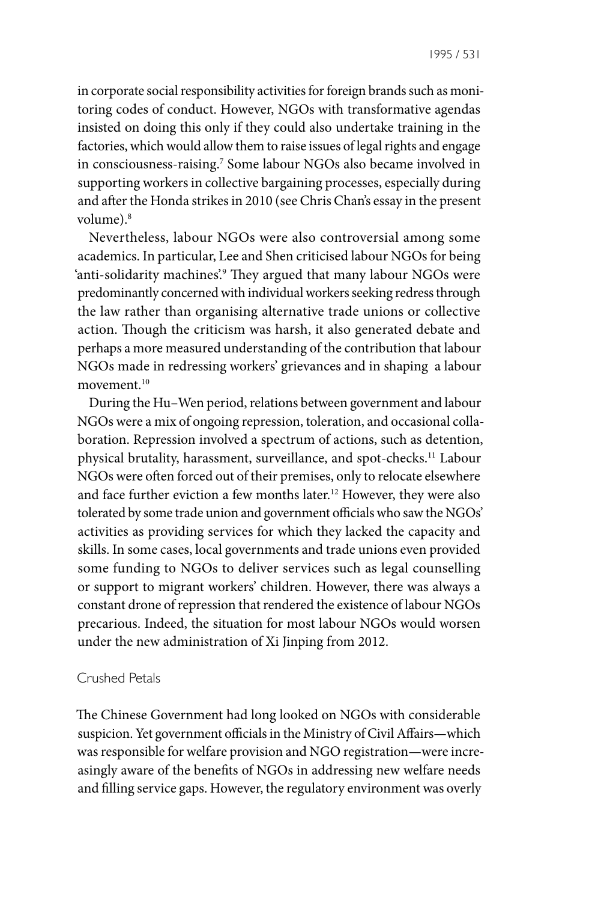in corporate social responsibility activities for foreign brands such as monitoring codes of conduct. However, NGOs with transformative agendas insisted on doing this only if they could also undertake training in the factories, which would allow them to raise issues of legal rights and engage in consciousness-raising.[7] Some labour NGOs also became involved in supporting workers in collective bargaining processes, especially during and after the Honda strikes in 2010 (see Chris Chan's essay in the present volume).[8]

Nevertheless, labour NGOs were also controversial among some academics. In particular, Lee and Shen criticised labour NGOs for being 'anti-solidarity machines'.[9] They argued that many labour NGOs were predominantly concerned with individual workers seeking redress through the law rather than organising alternative trade unions or collective action. Though the criticism was harsh, it also generated debate and perhaps a more measured understanding of the contribution that labour NGOs made in redressing workers' grievances and in shaping a labour movement.[10]

During the Hu–Wen period, relations between government and labour NGOs were a mix of ongoing repression, toleration, and occasional collaboration. Repression involved a spectrum of actions, such as detention, physical brutality, harassment, surveillance, and spot-checks.[11] Labour NGOs were often forced out of their premises, only to relocate elsewhere and face further eviction a few months later.[12] However, they were also tolerated by some trade union and government officials who saw the NGOs' activities as providing services for which they lacked the capacity and skills. In some cases, local governments and trade unions even provided some funding to NGOs to deliver services such as legal counselling or support to migrant workers' children. However, there was always a constant drone of repression that rendered the existence of labour NGOs precarious. Indeed, the situation for most labour NGOs would worsen under the new administration of Xi Jinping from 2012.

## Crushed Petals

The Chinese Government had long looked on NGOs with considerable suspicion. Yet government officials in the Ministry of Civil Affairs—which was responsible for welfare provision and NGO registration—were increasingly aware of the benefits of NGOs in addressing new welfare needs and filling service gaps. However, the regulatory environment was overly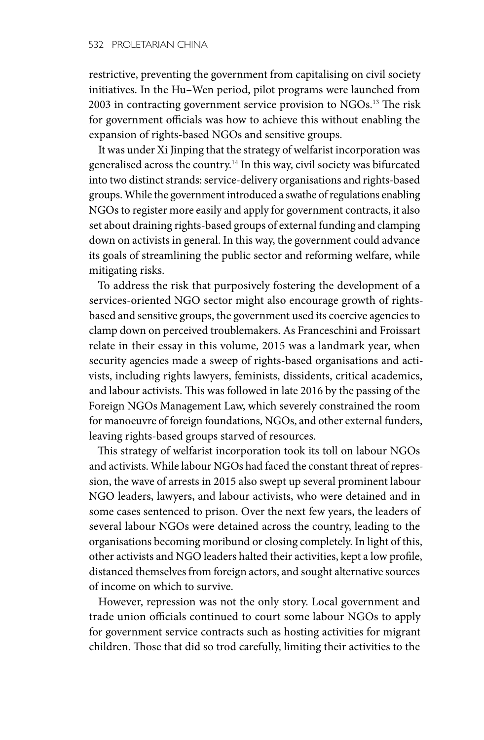restrictive, preventing the government from capitalising on civil society initiatives. In the Hu–Wen period, pilot programs were launched from 2003 in contracting government service provision to NGOs.[13] The risk for government officials was how to achieve this without enabling the expansion of rights-based NGOs and sensitive groups.

It was under Xi Jinping that the strategy of welfarist incorporation was generalised across the country.[14] In this way, civil society was bifurcated into two distinct strands: service-delivery organisations and rights-based groups. While the government introduced a swathe of regulations enabling NGOs to register more easily and apply for government contracts, it also set about draining rights-based groups of external funding and clamping down on activists in general. In this way, the government could advance its goals of streamlining the public sector and reforming welfare, while mitigating risks.

To address the risk that purposively fostering the development of a services-oriented NGO sector might also encourage growth of rights-based and sensitive groups, the government used its coercive agencies to clamp down on perceived troublemakers. As Franceschini and Froissart relate in their essay in this volume, 2015 was a landmark year, when security agencies made a sweep of rights-based organisations and activists, including rights lawyers, feminists, dissidents, critical academics, and labour activists. This was followed in late 2016 by the passing of the Foreign NGOs Management Law, which severely constrained the room for manoeuvre of foreign foundations, NGOs, and other external funders, leaving rights-based groups starved of resources.

This strategy of welfarist incorporation took its toll on labour NGOs and activists. While labour NGOs had faced the constant threat of repression, the wave of arrests in 2015 also swept up several prominent labour NGO leaders, lawyers, and labour activists, who were detained and in some cases sentenced to prison. Over the next few years, the leaders of several labour NGOs were detained across the country, leading to the organisations becoming moribund or closing completely. In light of this, other activists and NGO leaders halted their activities, kept a low profile, distanced themselves from foreign actors, and sought alternative sources of income on which to survive.

However, repression was not the only story. Local government and trade union officials continued to court some labour NGOs to apply for government service contracts such as hosting activities for migrant children. Those that did so trod carefully, limiting their activities to the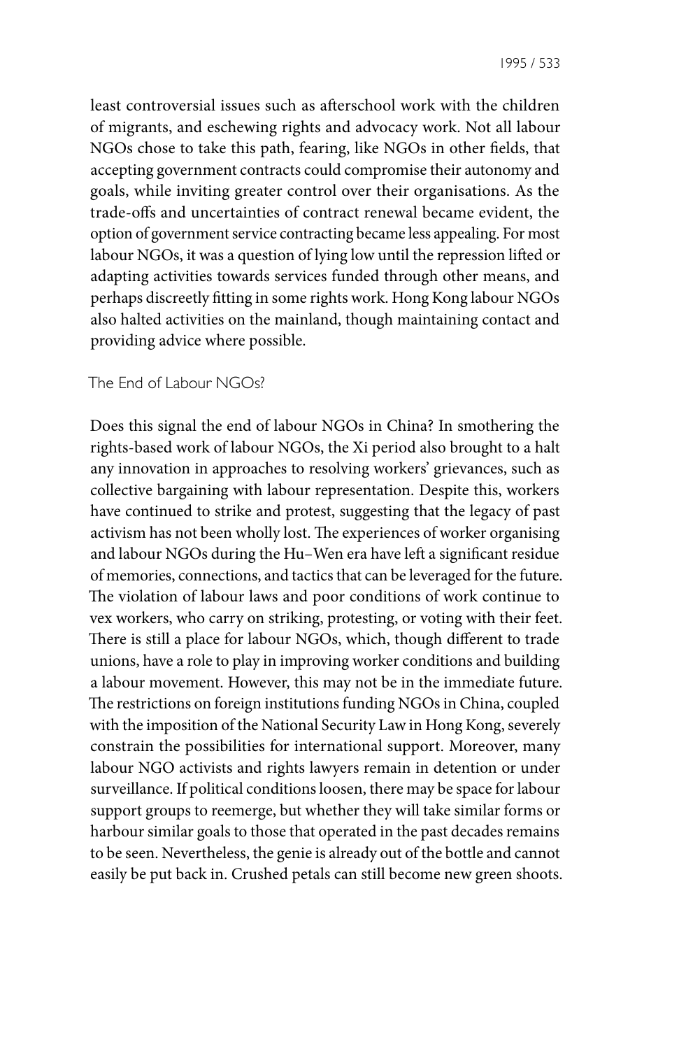least controversial issues such as afterschool work with the children of migrants, and eschewing rights and advocacy work. Not all labour NGOs chose to take this path, fearing, like NGOs in other fields, that accepting government contracts could compromise their autonomy and goals, while inviting greater control over their organisations. As the trade-offs and uncertainties of contract renewal became evident, the option of government service contracting became less appealing. For most labour NGOs, it was a question of lying low until the repression lifted or adapting activities towards services funded through other means, and perhaps discreetly fitting in some rights work. Hong Kong labour NGOs also halted activities on the mainland, though maintaining contact and providing advice where possible.

## The End of Labour NGOs?

Does this signal the end of labour NGOs in China? In smothering the rights-based work of labour NGOs, the Xi period also brought to a halt any innovation in approaches to resolving workers' grievances, such as collective bargaining with labour representation. Despite this, workers have continued to strike and protest, suggesting that the legacy of past activism has not been wholly lost. The experiences of worker organising and labour NGOs during the Hu–Wen era have left a significant residue of memories, connections, and tactics that can be leveraged for the future. The violation of labour laws and poor conditions of work continue to vex workers, who carry on striking, protesting, or voting with their feet. There is still a place for labour NGOs, which, though different to trade unions, have a role to play in improving worker conditions and building a labour movement. However, this may not be in the immediate future. The restrictions on foreign institutions funding NGOs in China, coupled with the imposition of the National Security Law in Hong Kong, severely constrain the possibilities for international support. Moreover, many labour NGO activists and rights lawyers remain in detention or under surveillance. If political conditions loosen, there may be space for labour support groups to reemerge, but whether they will take similar forms or harbour similar goals to those that operated in the past decades remains to be seen. Nevertheless, the genie is already out of the bottle and cannot easily be put back in. Crushed petals can still become new green shoots.